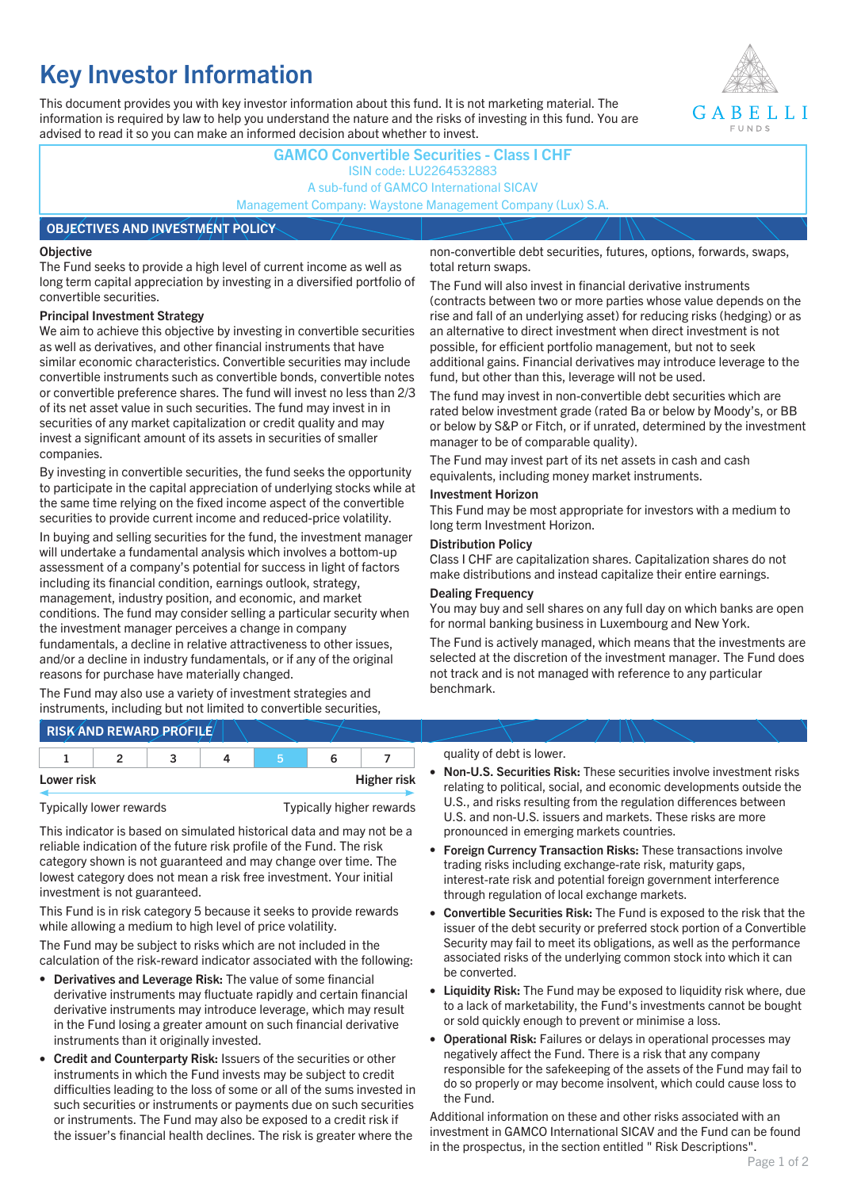# Key Investor Information

This document provides you with key investor information about this fund. It is not marketing material. The information is required by law to help you understand the nature and the risks of investing in this fund. You are advised to read it so you can make an informed decision about whether to invest.

**GAMCO Convertible Securities - Class I CHF**
ISIN code: LU2264532883
A sub-fund of GAMCO International SICAV
Management Company: Waystone Management Company (Lux) S.A.

## OBJECTIVES AND INVESTMENT POLICY

**Objective**

The Fund seeks to provide a high level of current income as well as long term capital appreciation by investing in a diversified portfolio of convertible securities.

**Principal Investment Strategy**

We aim to achieve this objective by investing in convertible securities as well as derivatives, and other financial instruments that have similar economic characteristics. Convertible securities may include convertible instruments such as convertible bonds, convertible notes or convertible preference shares. The fund will invest no less than 2/3 of its net asset value in such securities. The fund may invest in in securities of any market capitalization or credit quality and may invest a significant amount of its assets in securities of smaller companies.

By investing in convertible securities, the fund seeks the opportunity to participate in the capital appreciation of underlying stocks while at the same time relying on the fixed income aspect of the convertible securities to provide current income and reduced-price volatility.

In buying and selling securities for the fund, the investment manager will undertake a fundamental analysis which involves a bottom-up assessment of a company's potential for success in light of factors including its financial condition, earnings outlook, strategy, management, industry position, and economic, and market conditions. The fund may consider selling a particular security when the investment manager perceives a change in company fundamentals, a decline in relative attractiveness to other issues, and/or a decline in industry fundamentals, or if any of the original reasons for purchase have materially changed.

The Fund may also use a variety of investment strategies and instruments, including but not limited to convertible securities, non-convertible debt securities, futures, options, forwards, swaps, total return swaps.

The Fund will also invest in financial derivative instruments (contracts between two or more parties whose value depends on the rise and fall of an underlying asset) for reducing risks (hedging) or as an alternative to direct investment when direct investment is not possible, for efficient portfolio management, but not to seek additional gains. Financial derivatives may introduce leverage to the fund, but other than this, leverage will not be used.

The fund may invest in non-convertible debt securities which are rated below investment grade (rated Ba or below by Moody's, or BB or below by S&P or Fitch, or if unrated, determined by the investment manager to be of comparable quality).

The Fund may invest part of its net assets in cash and cash equivalents, including money market instruments.

**Investment Horizon**

This Fund may be most appropriate for investors with a medium to long term Investment Horizon.

**Distribution Policy**

Class I CHF are capitalization shares. Capitalization shares do not make distributions and instead capitalize their entire earnings.

**Dealing Frequency**

You may buy and sell shares on any full day on which banks are open for normal banking business in Luxembourg and New York.

The Fund is actively managed, which means that the investments are selected at the discretion of the investment manager. The Fund does not track and is not managed with reference to any particular benchmark.

## RISK AND REWARD PROFILE

| 1 | 2 | 3 | 4 | **5** | 6 | 7 |
|---|---|---|---|---|---|---|

Lower risk — Higher risk

Typically lower rewards — Typically higher rewards

This indicator is based on simulated historical data and may not be a reliable indication of the future risk profile of the Fund. The risk category shown is not guaranteed and may change over time. The lowest category does not mean a risk free investment. Your initial investment is not guaranteed.

This Fund is in risk category 5 because it seeks to provide rewards while allowing a medium to high level of price volatility.

The Fund may be subject to risks which are not included in the calculation of the risk-reward indicator associated with the following:

- **Derivatives and Leverage Risk:** The value of some financial derivative instruments may fluctuate rapidly and certain financial derivative instruments may introduce leverage, which may result in the Fund losing a greater amount on such financial derivative instruments than it originally invested.
- **Credit and Counterparty Risk:** Issuers of the securities or other instruments in which the Fund invests may be subject to credit difficulties leading to the loss of some or all of the sums invested in such securities or instruments or payments due on such securities or instruments. The Fund may also be exposed to a credit risk if the issuer's financial health declines. The risk is greater where the quality of debt is lower.
- **Non-U.S. Securities Risk:** These securities involve investment risks relating to political, social, and economic developments outside the U.S., and risks resulting from the regulation differences between U.S. and non-U.S. issuers and markets. These risks are more pronounced in emerging markets countries.
- **Foreign Currency Transaction Risks:** These transactions involve trading risks including exchange-rate risk, maturity gaps, interest-rate risk and potential foreign government interference through regulation of local exchange markets.
- **Convertible Securities Risk:** The Fund is exposed to the risk that the issuer of the debt security or preferred stock portion of a Convertible Security may fail to meet its obligations, as well as the performance associated risks of the underlying common stock into which it can be converted.
- **Liquidity Risk:** The Fund may be exposed to liquidity risk where, due to a lack of marketability, the Fund's investments cannot be bought or sold quickly enough to prevent or minimise a loss.
- **Operational Risk:** Failures or delays in operational processes may negatively affect the Fund. There is a risk that any company responsible for the safekeeping of the assets of the Fund may fail to do so properly or may become insolvent, which could cause loss to the Fund.

Additional information on these and other risks associated with an investment in GAMCO International SICAV and the Fund can be found in the prospectus, in the section entitled " Risk Descriptions".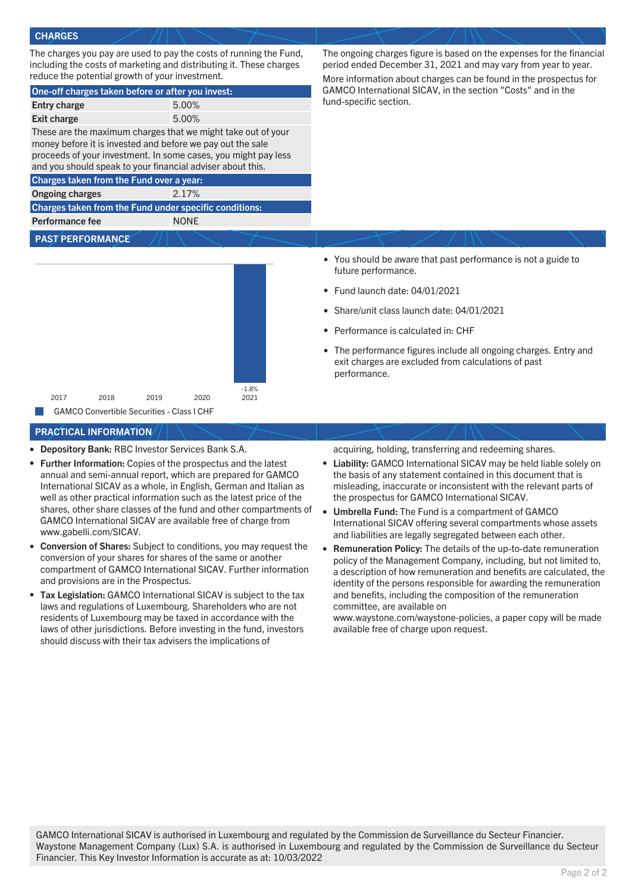## CHARGES

The charges you pay are used to pay the costs of running the Fund, including the costs of marketing and distributing it. These charges reduce the potential growth of your investment.

| One-off charges taken before or after you invest: | |
|---|---|
| **Entry charge** | 5.00% |
| **Exit charge** | 5.00% |
| These are the maximum charges that we might take out of your money before it is invested and before we pay out the sale proceeds of your investment. In some cases, you might pay less and you should speak to your financial adviser about this. | |
| **Charges taken from the Fund over a year:** | |
| **Ongoing charges** | 2.17% |
| **Charges taken from the Fund under specific conditions:** | |
| **Performance fee** | NONE |

The ongoing charges figure is based on the expenses for the financial period ended December 31, 2021 and may vary from year to year.

More information about charges can be found in the prospectus for GAMCO International SICAV, in the section "Costs" and in the fund-specific section.

## PAST PERFORMANCE

-1.8%
2017
2018
2019
2020
2021
GAMCO Convertible Securities - Class I CHF

- You should be aware that past performance is not a guide to future performance.
- Fund launch date: 04/01/2021
- Share/unit class launch date: 04/01/2021
- Performance is calculated in: CHF
- The performance figures include all ongoing charges. Entry and exit charges are excluded from calculations of past performance.

## PRACTICAL INFORMATION

- **Depository Bank:** RBC Investor Services Bank S.A.
- **Further Information:** Copies of the prospectus and the latest annual and semi-annual report, which are prepared for GAMCO International SICAV as a whole, in English, German and Italian as well as other practical information such as the latest price of the shares, other share classes of the fund and other compartments of GAMCO International SICAV are available free of charge from www.gabelli.com/SICAV.
- **Conversion of Shares:** Subject to conditions, you may request the conversion of your shares for shares of the same or another compartment of GAMCO International SICAV. Further information and provisions are in the Prospectus.
- **Tax Legislation:** GAMCO International SICAV is subject to the tax laws and regulations of Luxembourg. Shareholders who are not residents of Luxembourg may be taxed in accordance with the laws of other jurisdictions. Before investing in the fund, investors should discuss with their tax advisers the implications of acquiring, holding, transferring and redeeming shares.
- **Liability:** GAMCO International SICAV may be held liable solely on the basis of any statement contained in this document that is misleading, inaccurate or inconsistent with the relevant parts of the prospectus for GAMCO International SICAV.
- **Umbrella Fund:** The Fund is a compartment of GAMCO International SICAV offering several compartments whose assets and liabilities are legally segregated between each other.
- **Remuneration Policy:** The details of the up-to-date remuneration policy of the Management Company, including, but not limited to, a description of how remuneration and benefits are calculated, the identity of the persons responsible for awarding the remuneration and benefits, including the composition of the remuneration committee, are available on www.waystone.com/waystone-policies, a paper copy will be made available free of charge upon request.

GAMCO International SICAV is authorised in Luxembourg and regulated by the Commission de Surveillance du Secteur Financier. Waystone Management Company (Lux) S.A. is authorised in Luxembourg and regulated by the Commission de Surveillance du Secteur Financier. This Key Investor Information is accurate as at: 10/03/2022